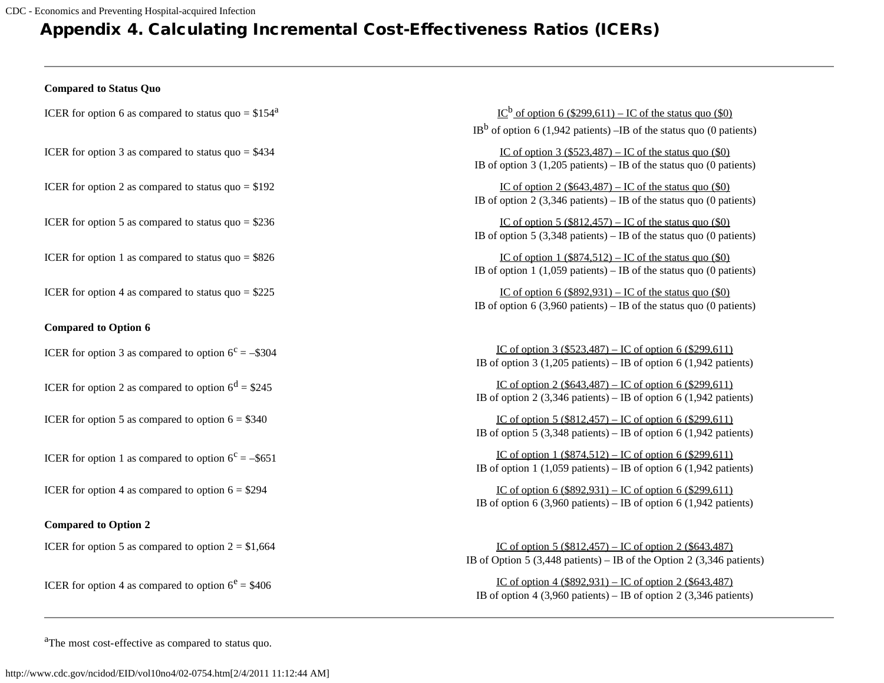// Appendix 4. Calculating Incremental Cost-Effectiveness Ratios (ICERs)

# Appendix 4. Calculating Incremental Cost-Effectiveness Ratios (ICERs)

---

**Compared to Status Quo**

| | |
|---|---|
| ICER for option 6 as compared to status quo = $154[a] | IC[b] of option 6 ($299,611) – IC of the status quo ($0) / IB[b] of option 6 (1,942 patients) –IB of the status quo (0 patients) |
| ICER for option 3 as compared to status quo = $434 | IC of option 3 ($523,487) – IC of the status quo ($0) / IB of option 3 (1,205 patients) – IB of the status quo (0 patients) |
| ICER for option 2 as compared to status quo = $192 | IC of option 2 ($643,487) – IC of the status quo ($0) / IB of option 2 (3,346 patients) – IB of the status quo (0 patients) |
| ICER for option 5 as compared to status quo = $236 | IC of option 5 ($812,457) – IC of the status quo ($0) / IB of option 5 (3,348 patients) – IB of the status quo (0 patients) |
| ICER for option 1 as compared to status quo = $826 | IC of option 1 ($874,512) – IC of the status quo ($0) / IB of option 1 (1,059 patients) – IB of the status quo (0 patients) |
| ICER for option 4 as compared to status quo = $225 | IC of option 6 ($892,931) – IC of the status quo ($0) / IB of option 6 (3,960 patients) – IB of the status quo (0 patients) |

**Compared to Option 6**

| | |
|---|---|
| ICER for option 3 as compared to option 6[c] = –$304 | IC of option 3 ($523,487) – IC of option 6 ($299,611) / IB of option 3 (1,205 patients) – IB of option 6 (1,942 patients) |
| ICER for option 2 as compared to option 6[d] = $245 | IC of option 2 ($643,487) – IC of option 6 ($299,611) / IB of option 2 (3,346 patients) – IB of option 6 (1,942 patients) |
| ICER for option 5 as compared to option 6 = $340 | IC of option 5 ($812,457) – IC of option 6 ($299,611) / IB of option 5 (3,348 patients) – IB of option 6 (1,942 patients) |
| ICER for option 1 as compared to option 6[c] = –$651 | IC of option 1 ($874,512) – IC of option 6 ($299,611) / IB of option 1 (1,059 patients) – IB of option 6 (1,942 patients) |
| ICER for option 4 as compared to option 6 = $294 | IC of option 6 ($892,931) – IC of option 6 ($299,611) / IB of option 6 (3,960 patients) – IB of option 6 (1,942 patients) |

**Compared to Option 2**

| | |
|---|---|
| ICER for option 5 as compared to option 2 = $1,664 | IC of option 5 ($812,457) – IC of option 2 ($643,487) / IB of Option 5 (3,448 patients) – IB of the Option 2 (3,346 patients) |
| ICER for option 4 as compared to option 6[e] = $406 | IC of option 4 ($892,931) – IC of option 2 ($643,487) / IB of option 4 (3,960 patients) – IB of option 2 (3,346 patients) |

---

[a]The most cost-effective as compared to status quo.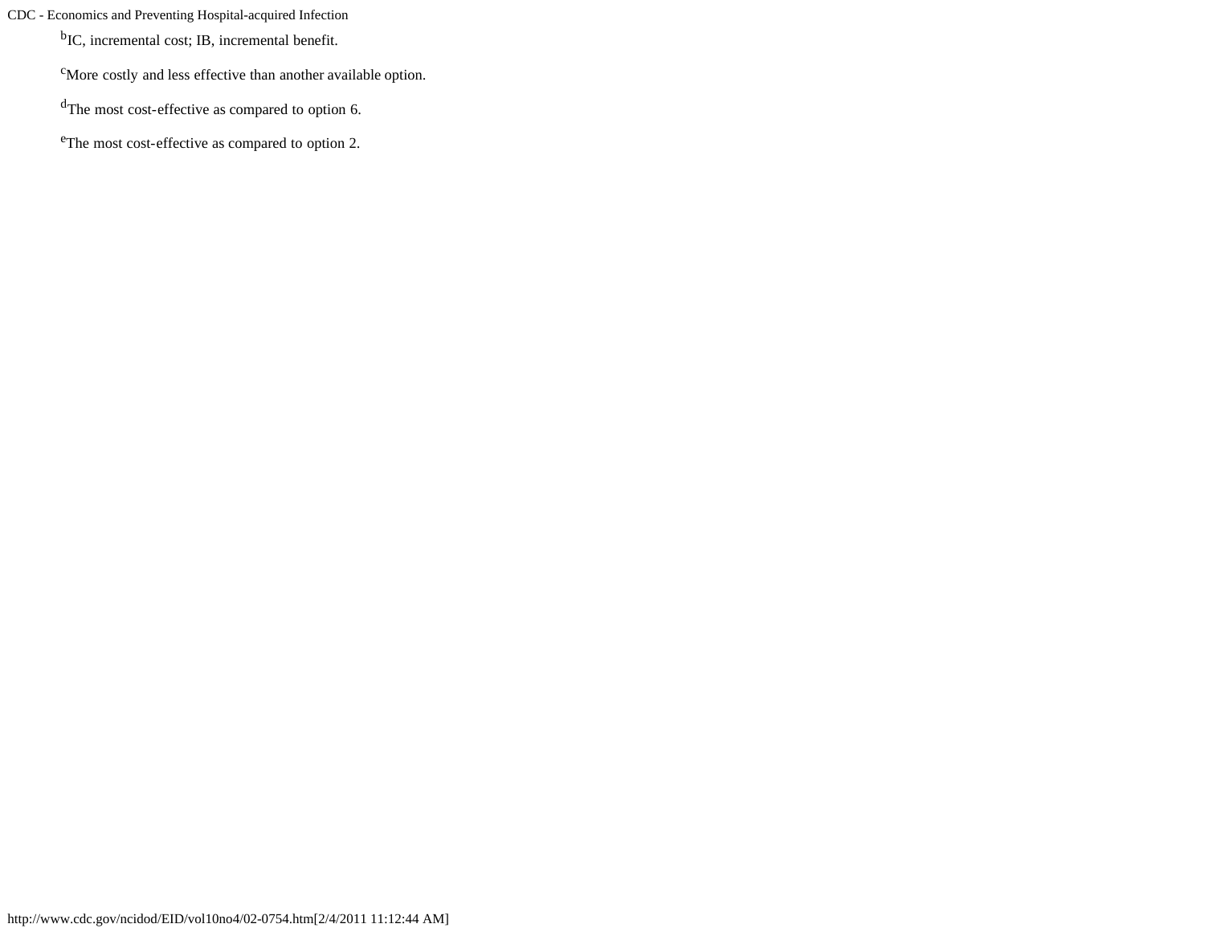[b]IC, incremental cost; IB, incremental benefit.

[c]More costly and less effective than another available option.

[d]The most cost-effective as compared to option 6.

[e]The most cost-effective as compared to option 2.